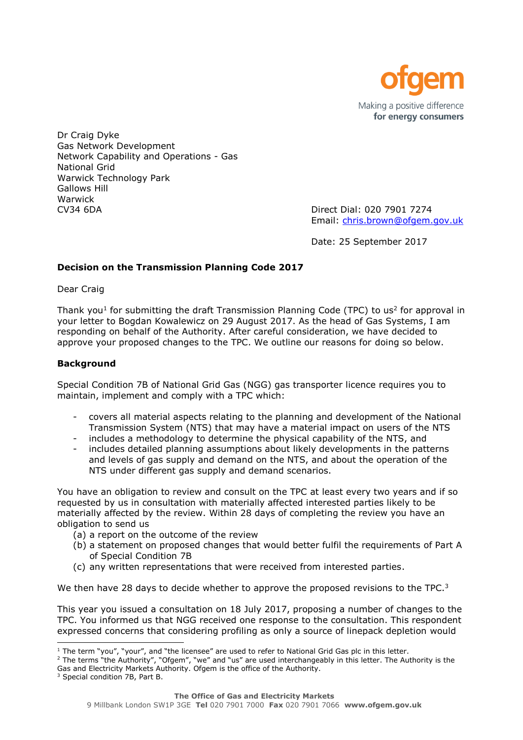ofgem

Making a positive difference
**for energy consumers**

Dr Craig Dyke
Gas Network Development
Network Capability and Operations - Gas
National Grid
Warwick Technology Park
Gallows Hill
Warwick
CV34 6DA

Direct Dial: 020 7901 7274
Email: chris.brown@ofgem.gov.uk

Date: 25 September 2017

**Decision on the Transmission Planning Code 2017**

Dear Craig

Thank you[1] for submitting the draft Transmission Planning Code (TPC) to us[2] for approval in your letter to Bogdan Kowalewicz on 29 August 2017. As the head of Gas Systems, I am responding on behalf of the Authority. After careful consideration, we have decided to approve your proposed changes to the TPC. We outline our reasons for doing so below.

**Background**

Special Condition 7B of National Grid Gas (NGG) gas transporter licence requires you to maintain, implement and comply with a TPC which:

- covers all material aspects relating to the planning and development of the National Transmission System (NTS) that may have a material impact on users of the NTS
- includes a methodology to determine the physical capability of the NTS, and
- includes detailed planning assumptions about likely developments in the patterns and levels of gas supply and demand on the NTS, and about the operation of the NTS under different gas supply and demand scenarios.

You have an obligation to review and consult on the TPC at least every two years and if so requested by us in consultation with materially affected interested parties likely to be materially affected by the review. Within 28 days of completing the review you have an obligation to send us

(a) a report on the outcome of the review
(b) a statement on proposed changes that would better fulfil the requirements of Part A of Special Condition 7B
(c) any written representations that were received from interested parties.

We then have 28 days to decide whether to approve the proposed revisions to the TPC.[3]

This year you issued a consultation on 18 July 2017, proposing a number of changes to the TPC. You informed us that NGG received one response to the consultation. This respondent expressed concerns that considering profiling as only a source of linepack depletion would

[1] The term "you", "your", and "the licensee" are used to refer to National Grid Gas plc in this letter.
[2] The terms "the Authority", "Ofgem", "we" and "us" are used interchangeably in this letter. The Authority is the Gas and Electricity Markets Authority. Ofgem is the office of the Authority.
[3] Special condition 7B, Part B.

**The Office of Gas and Electricity Markets**
9 Millbank London SW1P 3GE **Tel** 020 7901 7000 **Fax** 020 7901 7066 **www.ofgem.gov.uk**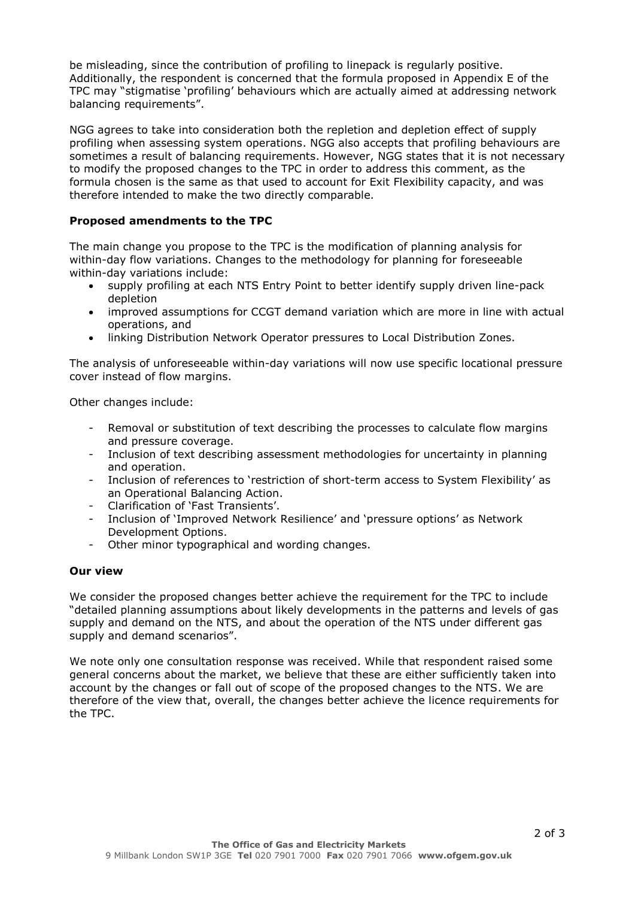be misleading, since the contribution of profiling to linepack is regularly positive. Additionally, the respondent is concerned that the formula proposed in Appendix E of the TPC may "stigmatise 'profiling' behaviours which are actually aimed at addressing network balancing requirements".

NGG agrees to take into consideration both the repletion and depletion effect of supply profiling when assessing system operations. NGG also accepts that profiling behaviours are sometimes a result of balancing requirements. However, NGG states that it is not necessary to modify the proposed changes to the TPC in order to address this comment, as the formula chosen is the same as that used to account for Exit Flexibility capacity, and was therefore intended to make the two directly comparable.

**Proposed amendments to the TPC**

The main change you propose to the TPC is the modification of planning analysis for within-day flow variations. Changes to the methodology for planning for foreseeable within-day variations include:

- supply profiling at each NTS Entry Point to better identify supply driven line-pack depletion
- improved assumptions for CCGT demand variation which are more in line with actual operations, and
- linking Distribution Network Operator pressures to Local Distribution Zones.

The analysis of unforeseeable within-day variations will now use specific locational pressure cover instead of flow margins.

Other changes include:

- Removal or substitution of text describing the processes to calculate flow margins and pressure coverage.
- Inclusion of text describing assessment methodologies for uncertainty in planning and operation.
- Inclusion of references to 'restriction of short-term access to System Flexibility' as an Operational Balancing Action.
- Clarification of 'Fast Transients'.
- Inclusion of 'Improved Network Resilience' and 'pressure options' as Network Development Options.
- Other minor typographical and wording changes.

**Our view**

We consider the proposed changes better achieve the requirement for the TPC to include "detailed planning assumptions about likely developments in the patterns and levels of gas supply and demand on the NTS, and about the operation of the NTS under different gas supply and demand scenarios".

We note only one consultation response was received. While that respondent raised some general concerns about the market, we believe that these are either sufficiently taken into account by the changes or fall out of scope of the proposed changes to the NTS. We are therefore of the view that, overall, the changes better achieve the licence requirements for the TPC.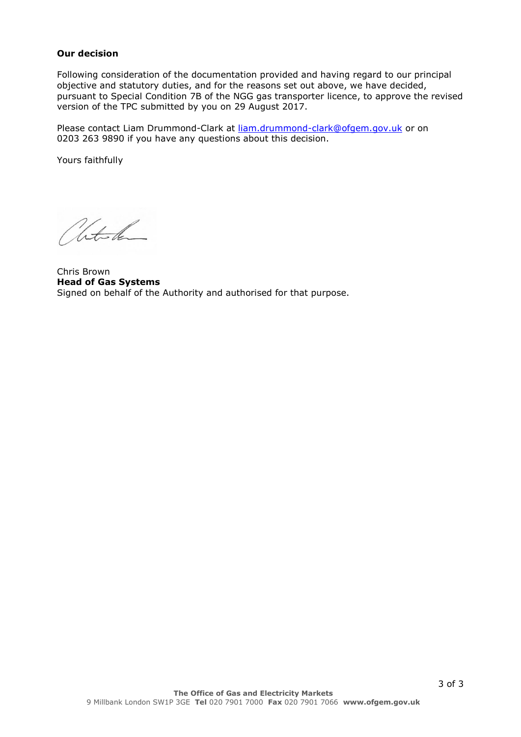**Our decision**

Following consideration of the documentation provided and having regard to our principal objective and statutory duties, and for the reasons set out above, we have decided, pursuant to Special Condition 7B of the NGG gas transporter licence, to approve the revised version of the TPC submitted by you on 29 August 2017.

Please contact Liam Drummond-Clark at liam.drummond-clark@ofgem.gov.uk or on 0203 263 9890 if you have any questions about this decision.

Yours faithfully

Chris Brown
**Head of Gas Systems**
Signed on behalf of the Authority and authorised for that purpose.